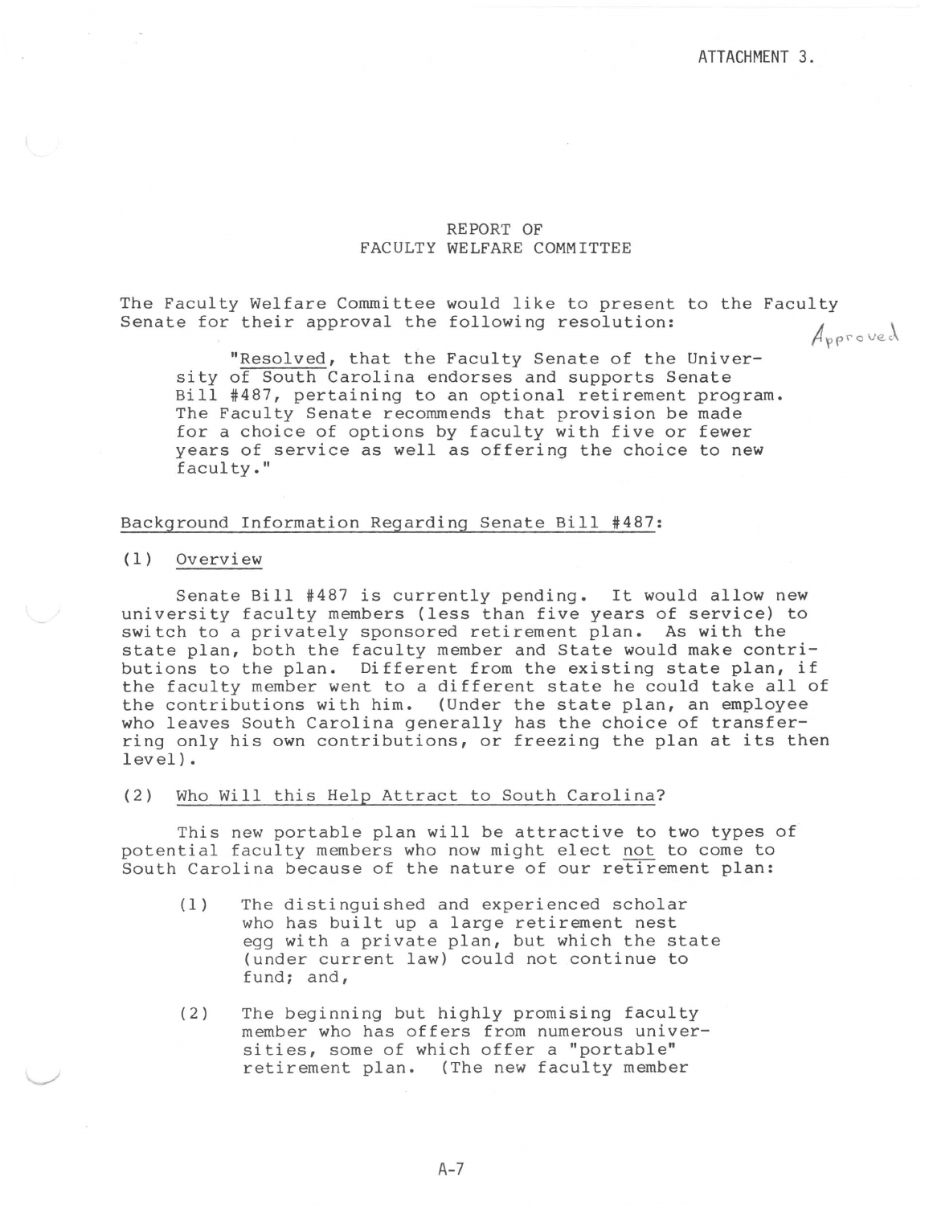ATTACHMENT 3.

# REPORT OF
# FACULTY WELFARE COMMITTEE

The Faculty Welfare Committee would like to present to the Faculty Senate for their approval the following resolution:

*Approved*

> "Resolved, that the Faculty Senate of the University of South Carolina endorses and supports Senate Bill #487, pertaining to an optional retirement program. The Faculty Senate recommends that provision be made for a choice of options by faculty with five or fewer years of service as well as offering the choice to new faculty."

## Background Information Regarding Senate Bill #487:

### (1) Overview

Senate Bill #487 is currently pending. It would allow new university faculty members (less than five years of service) to switch to a privately sponsored retirement plan. As with the state plan, both the faculty member and State would make contributions to the plan. Different from the existing state plan, if the faculty member went to a different state he could take all of the contributions with him. (Under the state plan, an employee who leaves South Carolina generally has the choice of transferring only his own contributions, or freezing the plan at its then level).

### (2) Who Will this Help Attract to South Carolina?

This new portable plan will be attractive to two types of potential faculty members who now might elect not to come to South Carolina because of the nature of our retirement plan:

(1) The distinguished and experienced scholar who has built up a large retirement nest egg with a private plan, but which the state (under current law) could not continue to fund; and,

(2) The beginning but highly promising faculty member who has offers from numerous universities, some of which offer a "portable" retirement plan. (The new faculty member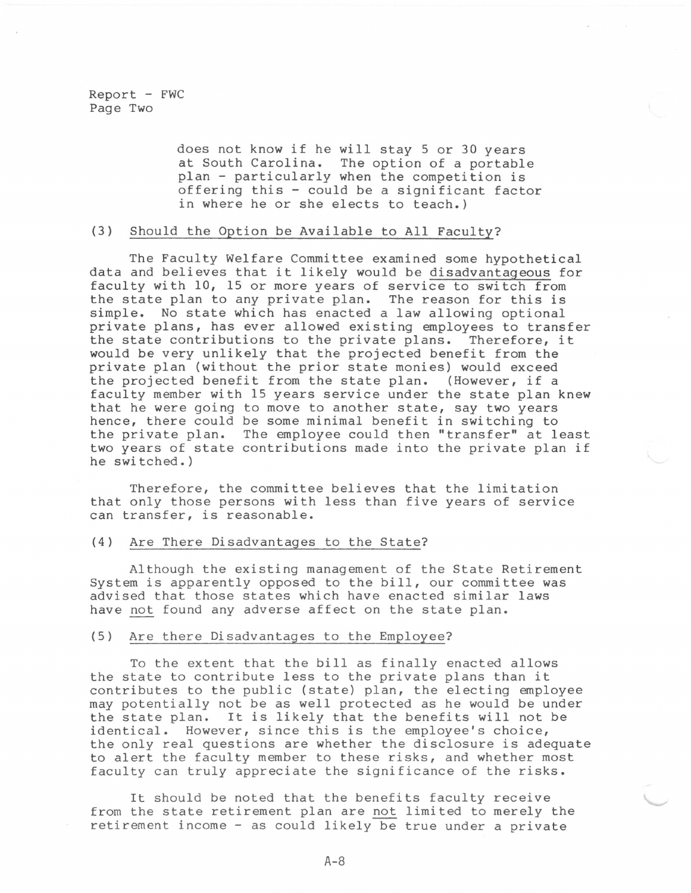does not know if he will stay 5 or 30 years at South Carolina. The option of a portable plan - particularly when the competition is offering this - could be a significant factor in where he or she elects to teach.)

## (3) Should the Option be Available to All Faculty?

The Faculty Welfare Committee examined some hypothetical data and believes that it likely would be disadvantageous for faculty with 10, 15 or more years of service to switch from the state plan to any private plan. The reason for this is simple. No state which has enacted a law allowing optional private plans, has ever allowed existing employees to transfer the state contributions to the private plans. Therefore, it would be very unlikely that the projected benefit from the private plan (without the prior state monies) would exceed the projected benefit from the state plan. (However, if a faculty member with 15 years service under the state plan knew that he were going to move to another state, say two years hence, there could be some minimal benefit in switching to the private plan. The employee could then "transfer" at least two years of state contributions made into the private plan if he switched.)

Therefore, the committee believes that the limitation that only those persons with less than five years of service can transfer, is reasonable.

## (4) Are There Disadvantages to the State?

Although the existing management of the State Retirement System is apparently opposed to the bill, our committee was advised that those states which have enacted similar laws have not found any adverse affect on the state plan.

## (5) Are there Disadvantages to the Employee?

To the extent that the bill as finally enacted allows the state to contribute less to the private plans than it contributes to the public (state) plan, the electing employee may potentially not be as well protected as he would be under the state plan. It is likely that the benefits will not be identical. However, since this is the employee's choice, the only real questions are whether the disclosure is adequate to alert the faculty member to these risks, and whether most faculty can truly appreciate the significance of the risks.

It should be noted that the benefits faculty receive from the state retirement plan are not limited to merely the retirement income - as could likely be true under a private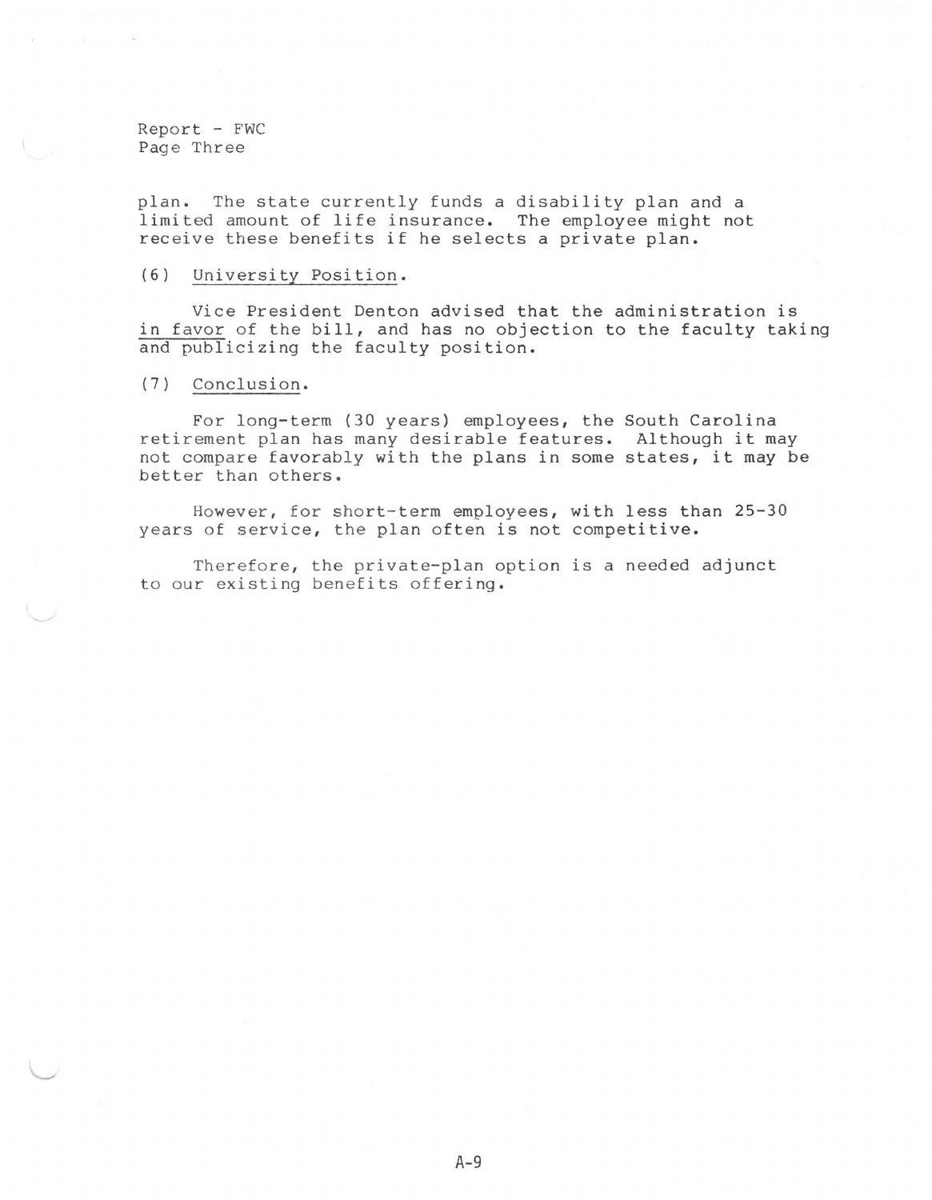plan. The state currently funds a disability plan and a limited amount of life insurance. The employee might not receive these benefits if he selects a private plan.

(6) Univers﻿ity Position.

Vice President Denton advised that the administration is in favor of the bill, and has no objection to the faculty taking and publicizing the faculty position.

(7) Conclusion.

For long-term (30 years) employees, the South Carolina retirement plan has many desirable features. Although it may not compare favorably with the plans in some states, it may be better than others.

However, for short-term employees, with less than 25-30 years of service, the plan often is not competitive.

Therefore, the private-plan option is a needed adjunct to our existing benefits offering.